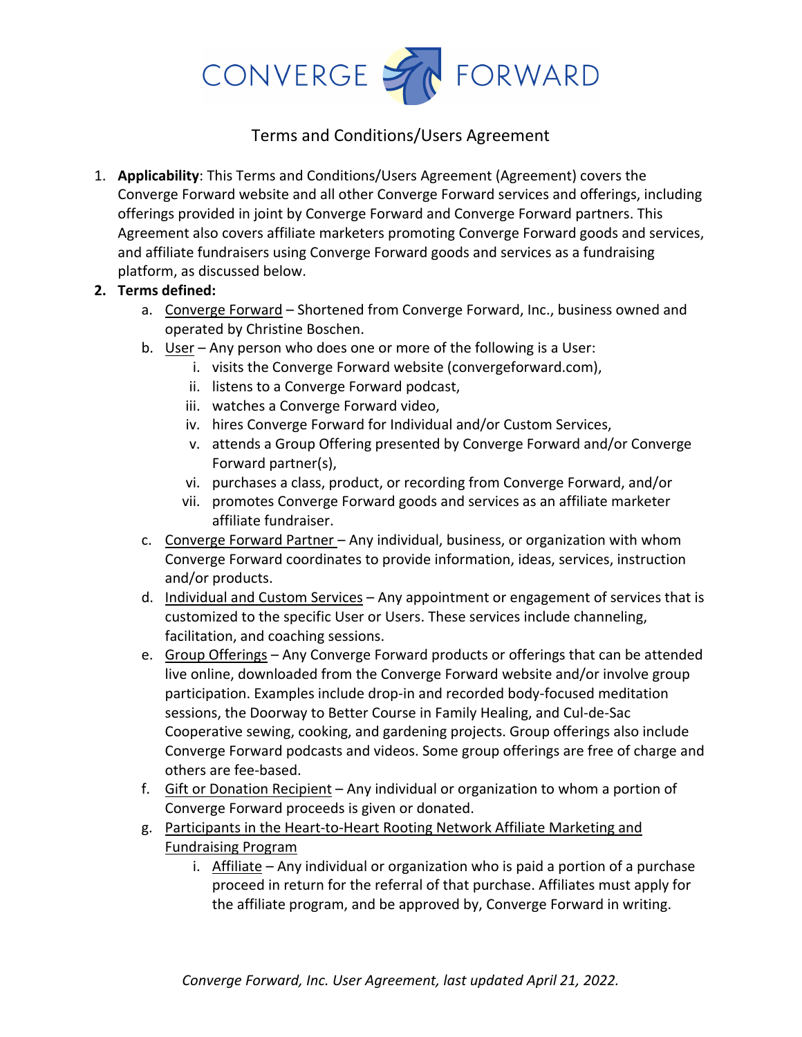# CONVERGE FORWARD

## Terms and Conditions/Users Agreement

1. **Applicability**: This Terms and Conditions/Users Agreement (Agreement) covers the Converge Forward website and all other Converge Forward services and offerings, including offerings provided in joint by Converge Forward and Converge Forward partners. This Agreement also covers affiliate marketers promoting Converge Forward goods and services, and affiliate fundraisers using Converge Forward goods and services as a fundraising platform, as discussed below.
2. **Terms defined:**
   a. Converge Forward – Shortened from Converge Forward, Inc., business owned and operated by Christine Boschen.
   b. User – Any person who does one or more of the following is a User:
      i. visits the Converge Forward website (convergeforward.com),
      ii. listens to a Converge Forward podcast,
      iii. watches a Converge Forward video,
      iv. hires Converge Forward for Individual and/or Custom Services,
      v. attends a Group Offering presented by Converge Forward and/or Converge Forward partner(s),
      vi. purchases a class, product, or recording from Converge Forward, and/or
      vii. promotes Converge Forward goods and services as an affiliate marketer affiliate fundraiser.
   c. Converge Forward Partner – Any individual, business, or organization with whom Converge Forward coordinates to provide information, ideas, services, instruction and/or products.
   d. Individual and Custom Services – Any appointment or engagement of services that is customized to the specific User or Users. These services include channeling, facilitation, and coaching sessions.
   e. Group Offerings – Any Converge Forward products or offerings that can be attended live online, downloaded from the Converge Forward website and/or involve group participation. Examples include drop-in and recorded body-focused meditation sessions, the Doorway to Better Course in Family Healing, and Cul-de-Sac Cooperative sewing, cooking, and gardening projects. Group offerings also include Converge Forward podcasts and videos. Some group offerings are free of charge and others are fee-based.
   f. Gift or Donation Recipient – Any individual or organization to whom a portion of Converge Forward proceeds is given or donated.
   g. Participants in the Heart-to-Heart Rooting Network Affiliate Marketing and Fundraising Program
      i. Affiliate – Any individual or organization who is paid a portion of a purchase proceed in return for the referral of that purchase. Affiliates must apply for the affiliate program, and be approved by, Converge Forward in writing.

*Converge Forward, Inc. User Agreement, last updated April 21, 2022.*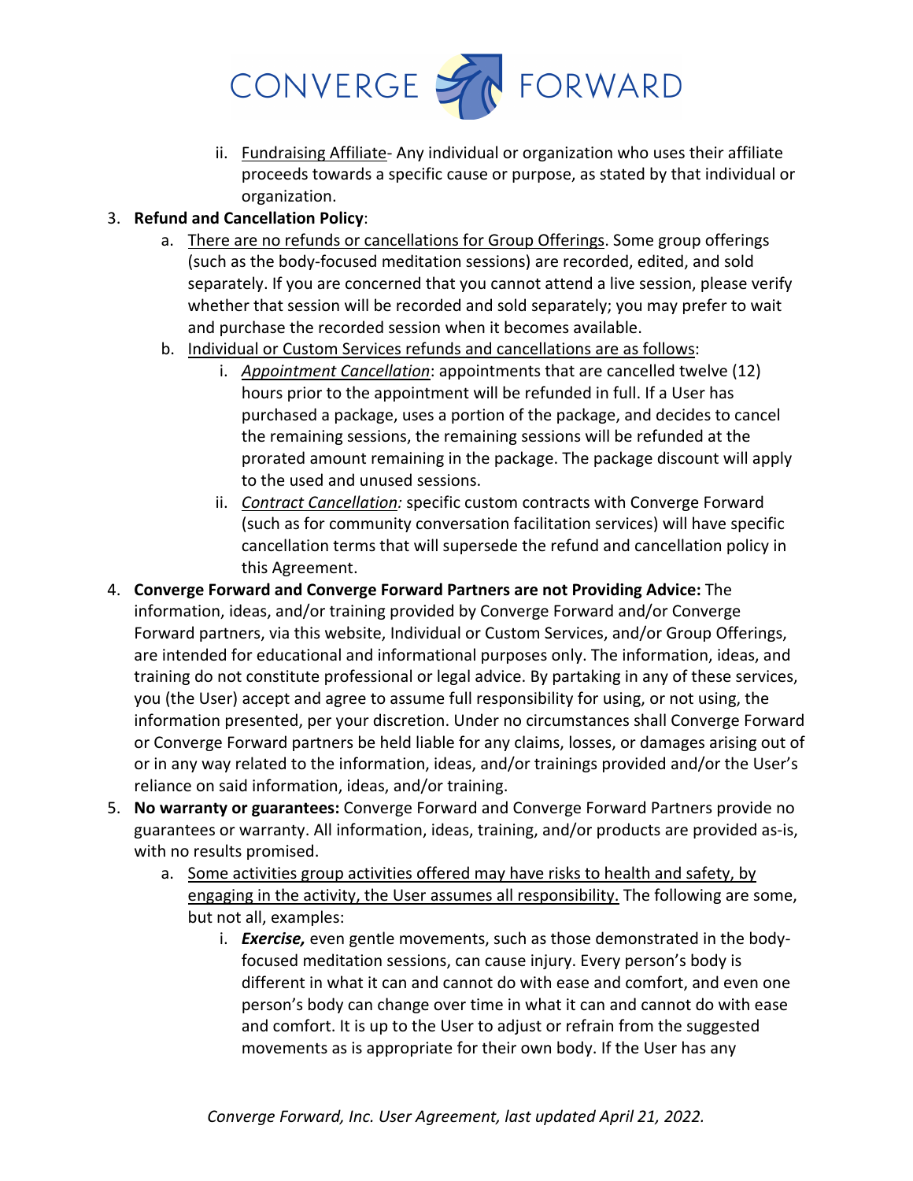ii. Fundraising Affiliate- Any individual or organization who uses their affiliate proceeds towards a specific cause or purpose, as stated by that individual or organization.

3. **Refund and Cancellation Policy**:
   a. There are no refunds or cancellations for Group Offerings. Some group offerings (such as the body-focused meditation sessions) are recorded, edited, and sold separately. If you are concerned that you cannot attend a live session, please verify whether that session will be recorded and sold separately; you may prefer to wait and purchase the recorded session when it becomes available.
   b. Individual or Custom Services refunds and cancellations are as follows:
      i. *Appointment Cancellation*: appointments that are cancelled twelve (12) hours prior to the appointment will be refunded in full. If a User has purchased a package, uses a portion of the package, and decides to cancel the remaining sessions, the remaining sessions will be refunded at the prorated amount remaining in the package. The package discount will apply to the used and unused sessions.
      ii. *Contract Cancellation:* specific custom contracts with Converge Forward (such as for community conversation facilitation services) will have specific cancellation terms that will supersede the refund and cancellation policy in this Agreement.
4. **Converge Forward and Converge Forward Partners are not Providing Advice:** The information, ideas, and/or training provided by Converge Forward and/or Converge Forward partners, via this website, Individual or Custom Services, and/or Group Offerings, are intended for educational and informational purposes only. The information, ideas, and training do not constitute professional or legal advice. By partaking in any of these services, you (the User) accept and agree to assume full responsibility for using, or not using, the information presented, per your discretion. Under no circumstances shall Converge Forward or Converge Forward partners be held liable for any claims, losses, or damages arising out of or in any way related to the information, ideas, and/or trainings provided and/or the User's reliance on said information, ideas, and/or training.
5. **No warranty or guarantees:** Converge Forward and Converge Forward Partners provide no guarantees or warranty. All information, ideas, training, and/or products are provided as-is, with no results promised.
   a. Some activities group activities offered may have risks to health and safety, by engaging in the activity, the User assumes all responsibility. The following are some, but not all, examples:
      i. ***Exercise,*** even gentle movements, such as those demonstrated in the body-focused meditation sessions, can cause injury. Every person's body is different in what it can and cannot do with ease and comfort, and even one person's body can change over time in what it can and cannot do with ease and comfort. It is up to the User to adjust or refrain from the suggested movements as is appropriate for their own body. If the User has any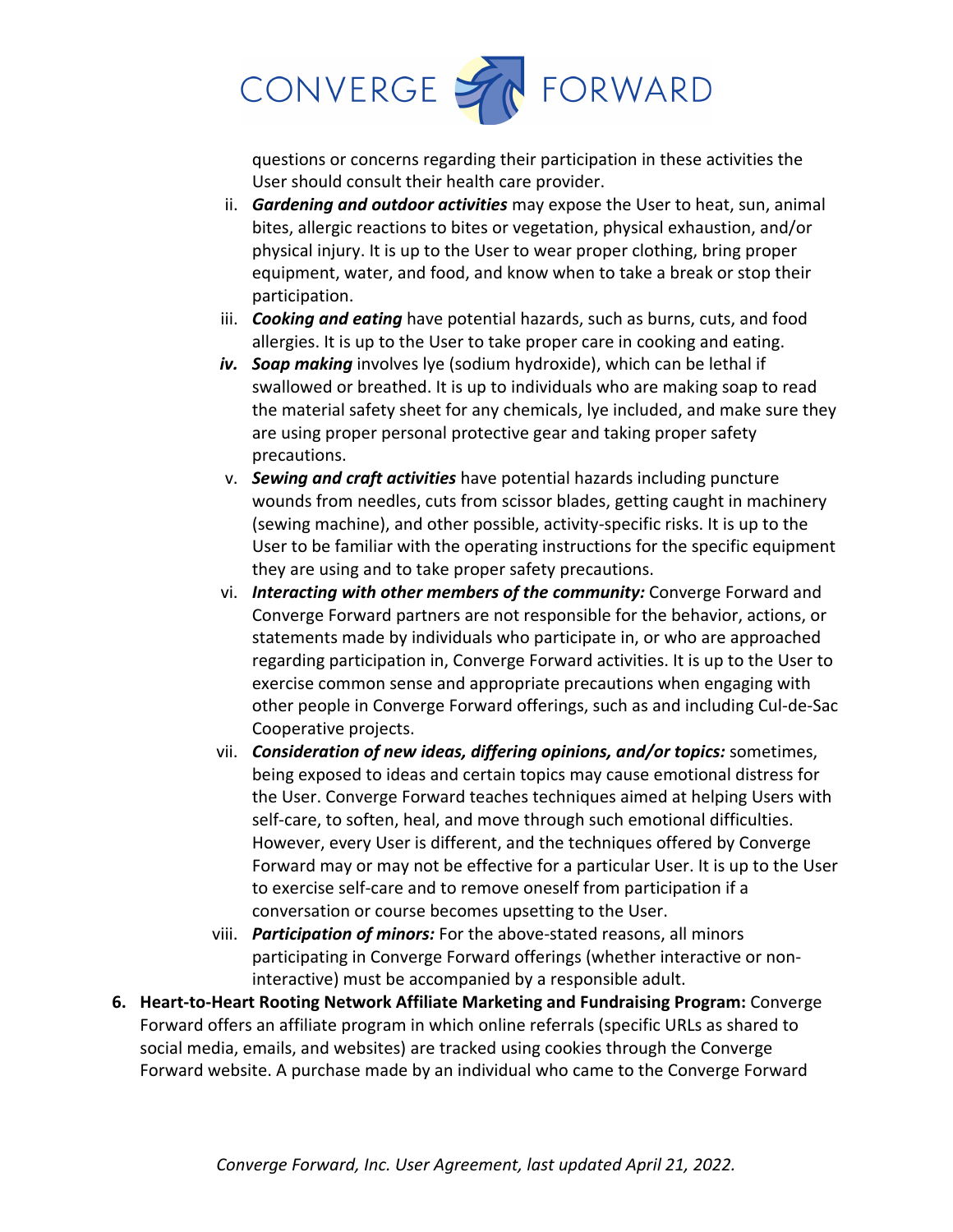questions or concerns regarding their participation in these activities the User should consult their health care provider.

ii. ***Gardening and outdoor activities*** may expose the User to heat, sun, animal bites, allergic reactions to bites or vegetation, physical exhaustion, and/or physical injury. It is up to the User to wear proper clothing, bring proper equipment, water, and food, and know when to take a break or stop their participation.

iii. ***Cooking and eating*** have potential hazards, such as burns, cuts, and food allergies. It is up to the User to take proper care in cooking and eating.

***iv.*** ***Soap making*** involves lye (sodium hydroxide), which can be lethal if swallowed or breathed. It is up to individuals who are making soap to read the material safety sheet for any chemicals, lye included, and make sure they are using proper personal protective gear and taking proper safety precautions.

v. ***Sewing and craft activities*** have potential hazards including puncture wounds from needles, cuts from scissor blades, getting caught in machinery (sewing machine), and other possible, activity-specific risks. It is up to the User to be familiar with the operating instructions for the specific equipment they are using and to take proper safety precautions.

vi. ***Interacting with other members of the community:*** Converge Forward and Converge Forward partners are not responsible for the behavior, actions, or statements made by individuals who participate in, or who are approached regarding participation in, Converge Forward activities. It is up to the User to exercise common sense and appropriate precautions when engaging with other people in Converge Forward offerings, such as and including Cul-de-Sac Cooperative projects.

vii. ***Consideration of new ideas, differing opinions, and/or topics:*** sometimes, being exposed to ideas and certain topics may cause emotional distress for the User. Converge Forward teaches techniques aimed at helping Users with self-care, to soften, heal, and move through such emotional difficulties. However, every User is different, and the techniques offered by Converge Forward may or may not be effective for a particular User. It is up to the User to exercise self-care and to remove oneself from participation if a conversation or course becomes upsetting to the User.

viii. ***Participation of minors:*** For the above-stated reasons, all minors participating in Converge Forward offerings (whether interactive or non-interactive) must be accompanied by a responsible adult.

6. **Heart-to-Heart Rooting Network Affiliate Marketing and Fundraising Program:** Converge Forward offers an affiliate program in which online referrals (specific URLs as shared to social media, emails, and websites) are tracked using cookies through the Converge Forward website. A purchase made by an individual who came to the Converge Forward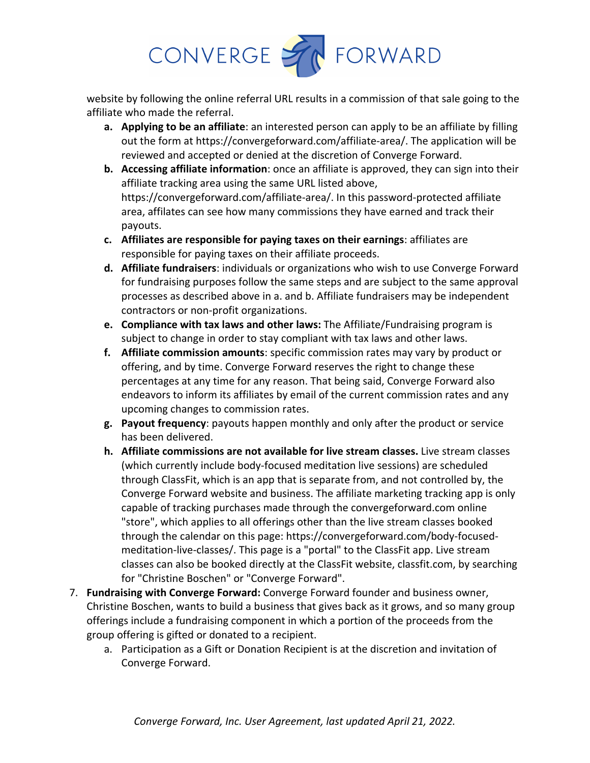website by following the online referral URL results in a commission of that sale going to the affiliate who made the referral.

   a. **Applying to be an affiliate**: an interested person can apply to be an affiliate by filling out the form at https://convergeforward.com/affiliate-area/. The application will be reviewed and accepted or denied at the discretion of Converge Forward.
   b. **Accessing affiliate information**: once an affiliate is approved, they can sign into their affiliate tracking area using the same URL listed above, https://convergeforward.com/affiliate-area/. In this password-protected affiliate area, affilates can see how many commissions they have earned and track their payouts.
   c. **Affiliates are responsible for paying taxes on their earnings**: affiliates are responsible for paying taxes on their affiliate proceeds.
   d. **Affiliate fundraisers**: individuals or organizations who wish to use Converge Forward for fundraising purposes follow the same steps and are subject to the same approval processes as described above in a. and b. Affiliate fundraisers may be independent contractors or non-profit organizations.
   e. **Compliance with tax laws and other laws:** The Affiliate/Fundraising program is subject to change in order to stay compliant with tax laws and other laws.
   f. **Affiliate commission amounts**: specific commission rates may vary by product or offering, and by time. Converge Forward reserves the right to change these percentages at any time for any reason. That being said, Converge Forward also endeavors to inform its affiliates by email of the current commission rates and any upcoming changes to commission rates.
   g. **Payout frequency**: payouts happen monthly and only after the product or service has been delivered.
   h. **Affiliate commissions are not available for live stream classes.** Live stream classes (which currently include body-focused meditation live sessions) are scheduled through ClassFit, which is an app that is separate from, and not controlled by, the Converge Forward website and business. The affiliate marketing tracking app is only capable of tracking purchases made through the convergeforward.com online "store", which applies to all offerings other than the live stream classes booked through the calendar on this page: https://convergeforward.com/body-focused-meditation-live-classes/. This page is a "portal" to the ClassFit app. Live stream classes can also be booked directly at the ClassFit website, classfit.com, by searching for "Christine Boschen" or "Converge Forward".

7. **Fundraising with Converge Forward:** Converge Forward founder and business owner, Christine Boschen, wants to build a business that gives back as it grows, and so many group offerings include a fundraising component in which a portion of the proceeds from the group offering is gifted or donated to a recipient.
   a. Participation as a Gift or Donation Recipient is at the discretion and invitation of Converge Forward.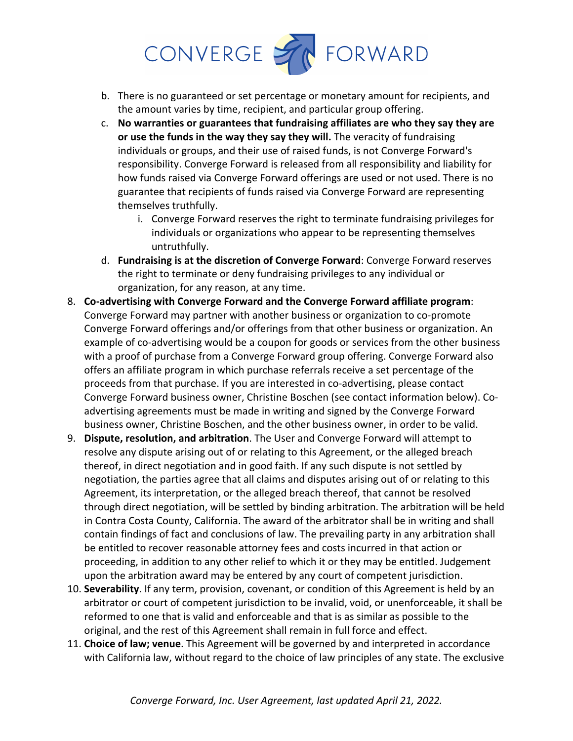b. There is no guaranteed or set percentage or monetary amount for recipients, and the amount varies by time, recipient, and particular group offering.
   c. **No warranties or guarantees that fundraising affiliates are who they say they are or use the funds in the way they say they will.** The veracity of fundraising individuals or groups, and their use of raised funds, is not Converge Forward's responsibility. Converge Forward is released from all responsibility and liability for how funds raised via Converge Forward offerings are used or not used. There is no guarantee that recipients of funds raised via Converge Forward are representing themselves truthfully.
      i. Converge Forward reserves the right to terminate fundraising privileges for individuals or organizations who appear to be representing themselves untruthfully.
   d. **Fundraising is at the discretion of Converge Forward**: Converge Forward reserves the right to terminate or deny fundraising privileges to any individual or organization, for any reason, at any time.

8. **Co-advertising with Converge Forward and the Converge Forward affiliate program**: Converge Forward may partner with another business or organization to co-promote Converge Forward offerings and/or offerings from that other business or organization. An example of co-advertising would be a coupon for goods or services from the other business with a proof of purchase from a Converge Forward group offering. Converge Forward also offers an affiliate program in which purchase referrals receive a set percentage of the proceeds from that purchase. If you are interested in co-advertising, please contact Converge Forward business owner, Christine Boschen (see contact information below). Co-advertising agreements must be made in writing and signed by the Converge Forward business owner, Christine Boschen, and the other business owner, in order to be valid.
9. **Dispute, resolution, and arbitration**. The User and Converge Forward will attempt to resolve any dispute arising out of or relating to this Agreement, or the alleged breach thereof, in direct negotiation and in good faith. If any such dispute is not settled by negotiation, the parties agree that all claims and disputes arising out of or relating to this Agreement, its interpretation, or the alleged breach thereof, that cannot be resolved through direct negotiation, will be settled by binding arbitration. The arbitration will be held in Contra Costa County, California. The award of the arbitrator shall be in writing and shall contain findings of fact and conclusions of law. The prevailing party in any arbitration shall be entitled to recover reasonable attorney fees and costs incurred in that action or proceeding, in addition to any other relief to which it or they may be entitled. Judgement upon the arbitration award may be entered by any court of competent jurisdiction.
10. **Severability**. If any term, provision, covenant, or condition of this Agreement is held by an arbitrator or court of competent jurisdiction to be invalid, void, or unenforceable, it shall be reformed to one that is valid and enforceable and that is as similar as possible to the original, and the rest of this Agreement shall remain in full force and effect.
11. **Choice of law; venue**. This Agreement will be governed by and interpreted in accordance with California law, without regard to the choice of law principles of any state. The exclusive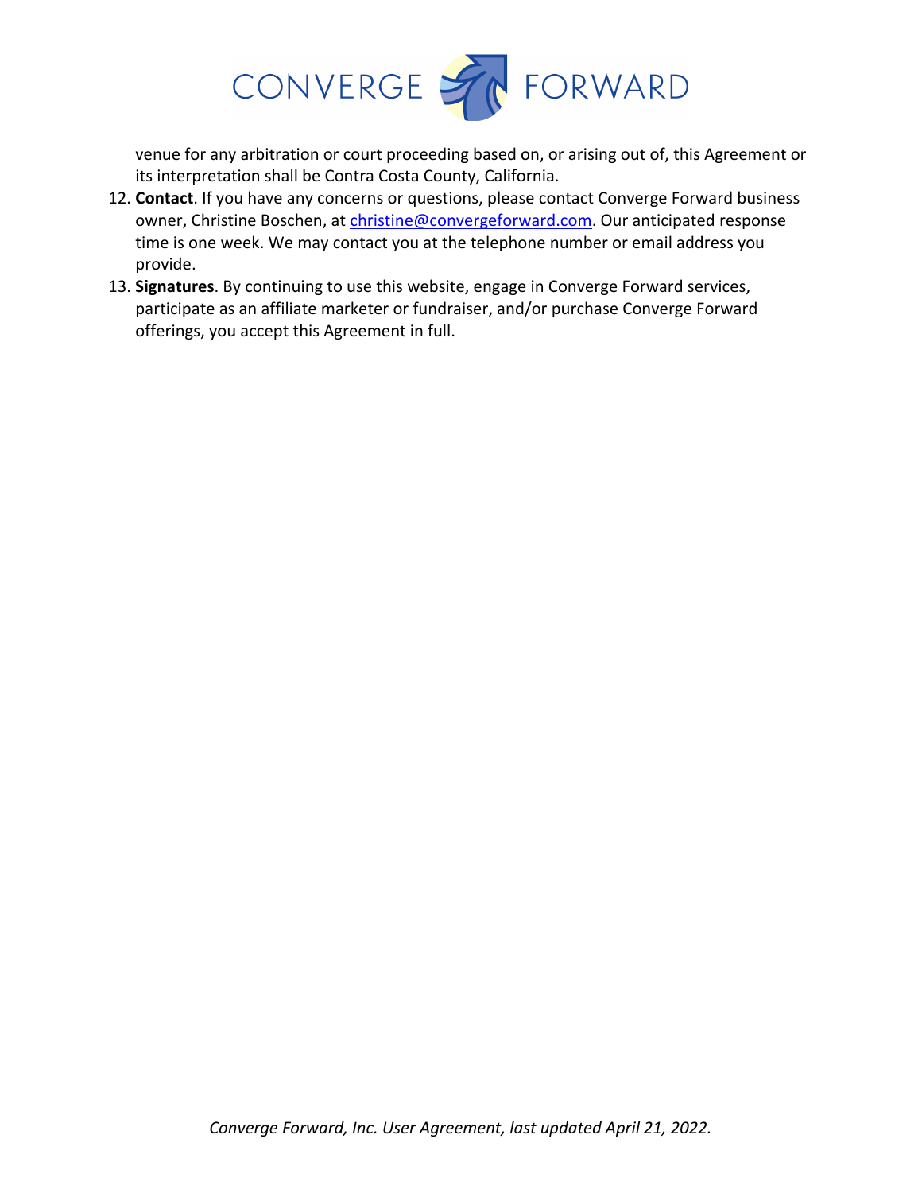venue for any arbitration or court proceeding based on, or arising out of, this Agreement or its interpretation shall be Contra Costa County, California.

12. **Contact**. If you have any concerns or questions, please contact Converge Forward business owner, Christine Boschen, at christine@convergeforward.com. Our anticipated response time is one week. We may contact you at the telephone number or email address you provide.
13. **Signatures**. By continuing to use this website, engage in Converge Forward services, participate as an affiliate marketer or fundraiser, and/or purchase Converge Forward offerings, you accept this Agreement in full.

*Converge Forward, Inc. User Agreement, last updated April 21, 2022.*